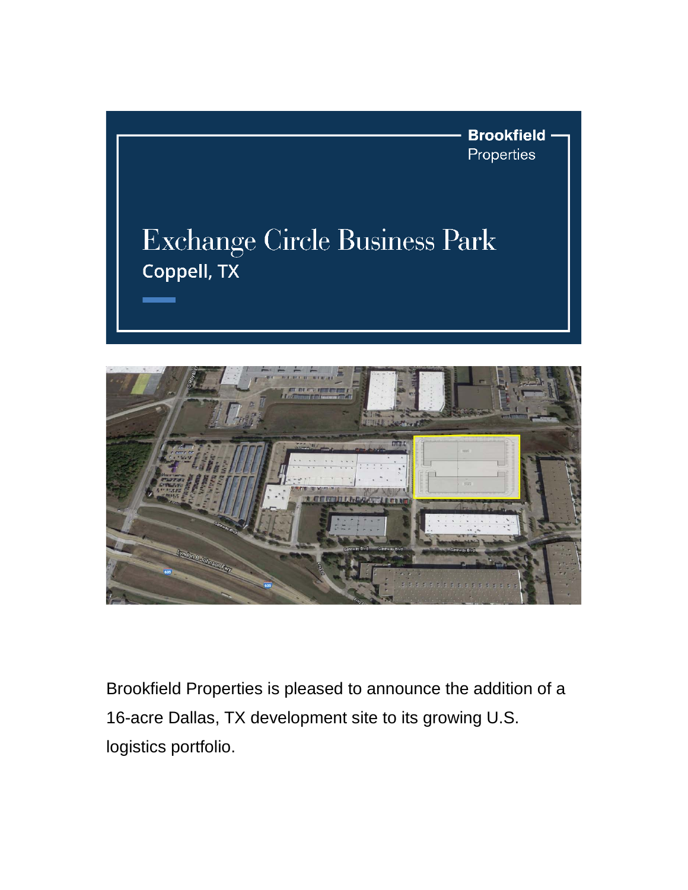Brookfield Properties

# Exchange Circle Business Park

## Coppell, TX

Brookfield Properties is pleased to announce the addition of a 16-acre Dallas, TX development site to its growing U.S. logistics portfolio.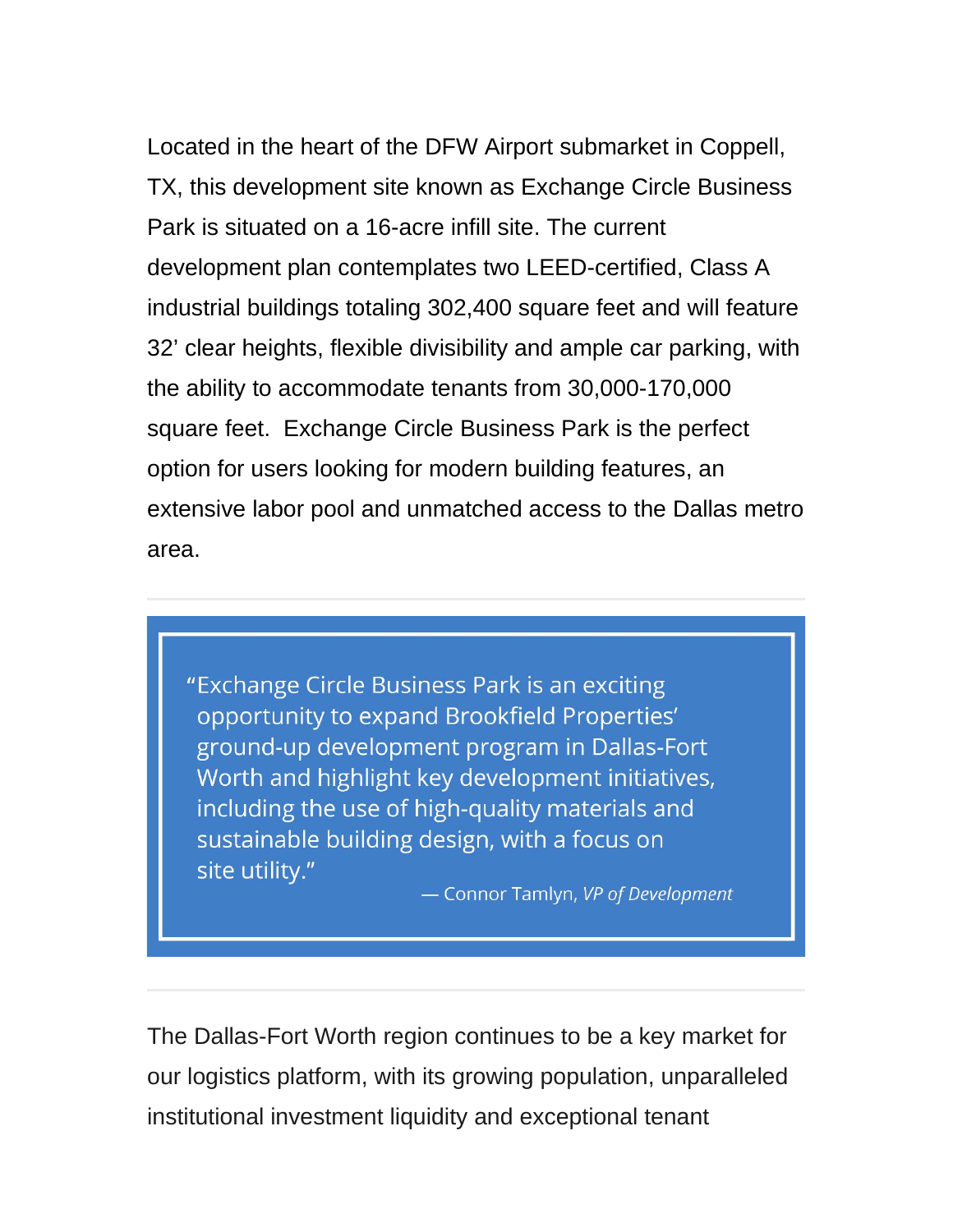Located in the heart of the DFW Airport submarket in Coppell, TX, this development site known as Exchange Circle Business Park is situated on a 16-acre infill site. The current development plan contemplates two LEED-certified, Class A industrial buildings totaling 302,400 square feet and will feature 32' clear heights, flexible divisibility and ample car parking, with the ability to accommodate tenants from 30,000-170,000 square feet. Exchange Circle Business Park is the perfect option for users looking for modern building features, an extensive labor pool and unmatched access to the Dallas metro area.

---

> "Exchange Circle Business Park is an exciting opportunity to expand Brookfield Properties' ground-up development program in Dallas-Fort Worth and highlight key development initiatives, including the use of high-quality materials and sustainable building design, with a focus on site utility."
>
> — Connor Tamlyn, *VP of Development*

---

The Dallas-Fort Worth region continues to be a key market for our logistics platform, with its growing population, unparalleled institutional investment liquidity and exceptional tenant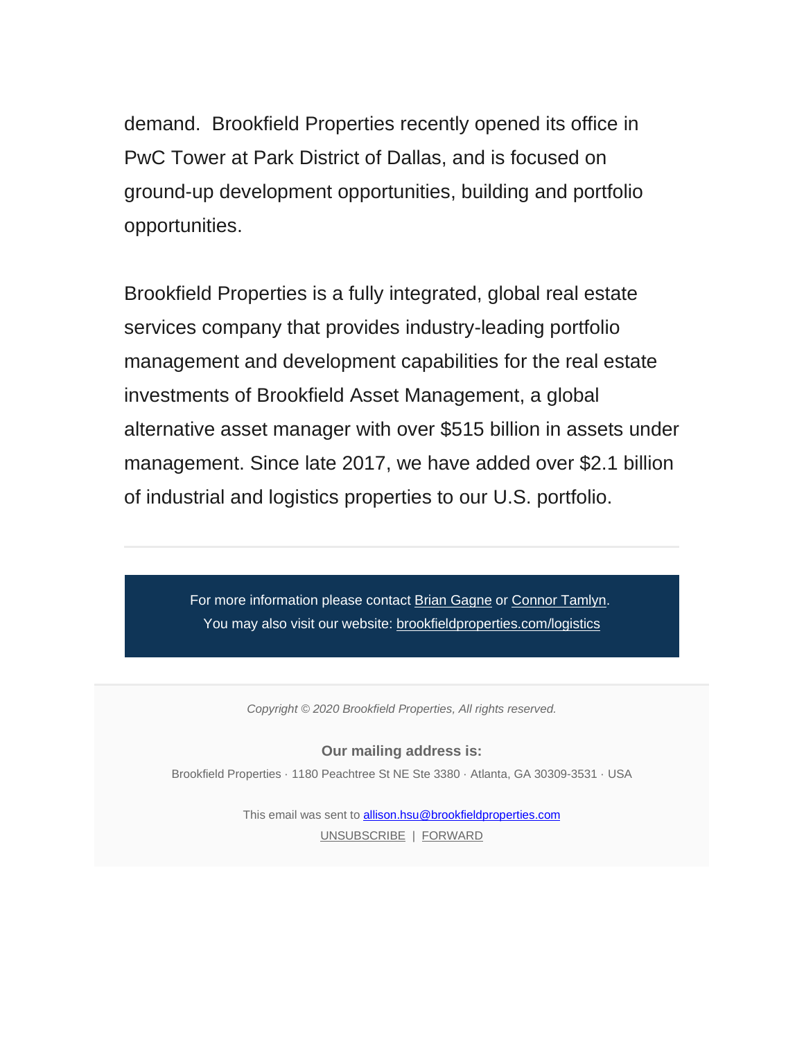demand.  Brookfield Properties recently opened its office in PwC Tower at Park District of Dallas, and is focused on ground-up development opportunities, building and portfolio opportunities.

Brookfield Properties is a fully integrated, global real estate services company that provides industry-leading portfolio management and development capabilities for the real estate investments of Brookfield Asset Management, a global alternative asset manager with over $515 billion in assets under management. Since late 2017, we have added over $2.1 billion of industrial and logistics properties to our U.S. portfolio.

---

For more information please contact Brian Gagne or Connor Tamlyn.
You may also visit our website: brookfieldproperties.com/logistics

---

*Copyright © 2020 Brookfield Properties, All rights reserved.*

**Our mailing address is:**

Brookfield Properties · 1180 Peachtree St NE Ste 3380 · Atlanta, GA 30309-3531 · USA

This email was sent to allison.hsu@brookfieldproperties.com

UNSUBSCRIBE | FORWARD